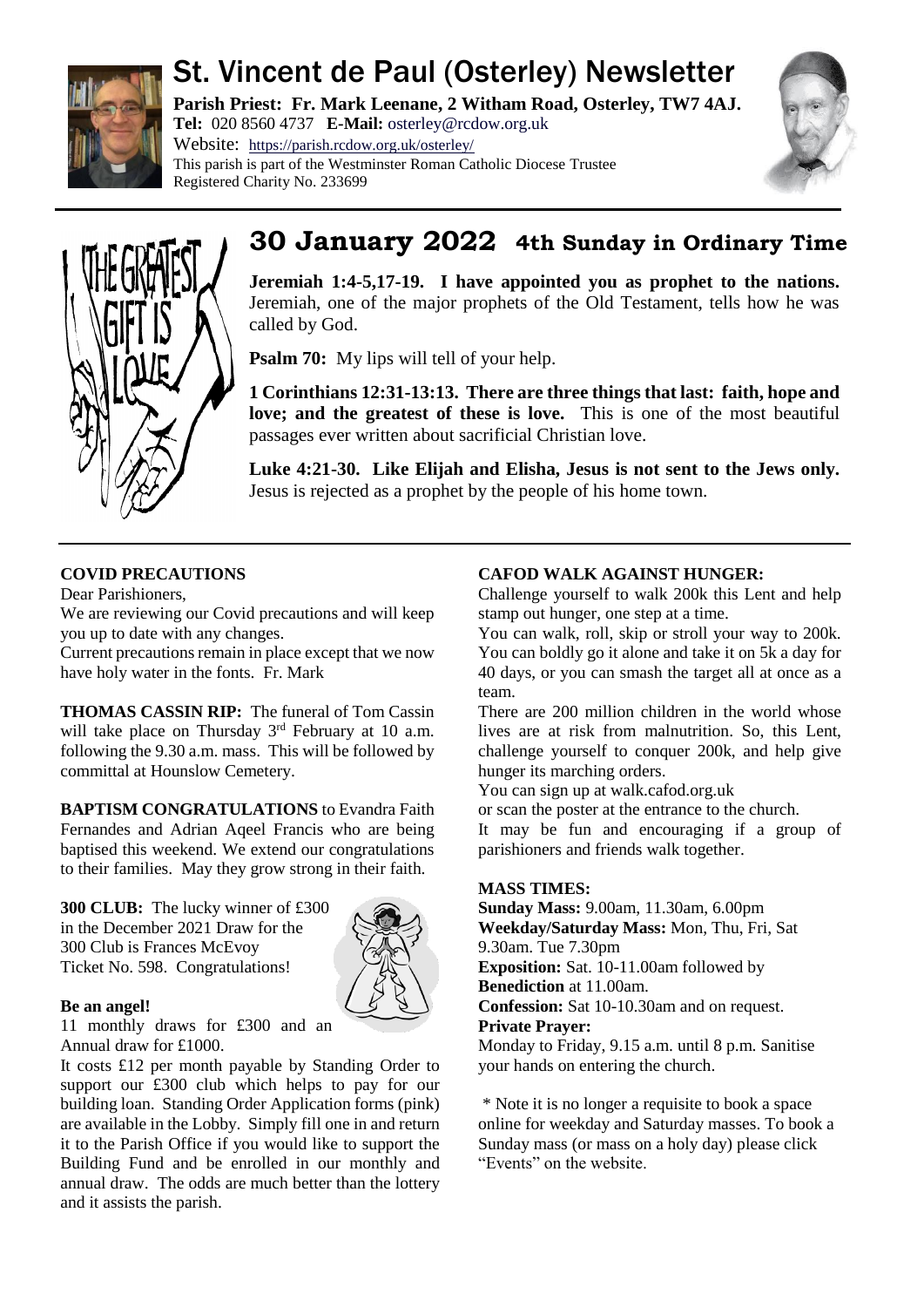# St. Vincent de Paul (Osterley) Newsletter

**Parish Priest: Fr. Mark Leenane, 2 Witham Road, Osterley, TW7 4AJ.**
**Tel:** 020 8560 4737 **E-Mail:** osterley@rcdow.org.uk
Website: https://parish.rcdow.org.uk/osterley/
This parish is part of the Westminster Roman Catholic Diocese Trustee Registered Charity No. 233699

## 30 January 2022 4th Sunday in Ordinary Time

**Jeremiah 1:4-5,17-19. I have appointed you as prophet to the nations.** Jeremiah, one of the major prophets of the Old Testament, tells how he was called by God.

**Psalm 70:** My lips will tell of your help.

**1 Corinthians 12:31-13:13. There are three things that last: faith, hope and love; and the greatest of these is love.** This is one of the most beautiful passages ever written about sacrificial Christian love.

**Luke 4:21-30. Like Elijah and Elisha, Jesus is not sent to the Jews only.** Jesus is rejected as a prophet by the people of his home town.

**COVID PRECAUTIONS**

Dear Parishioners,

We are reviewing our Covid precautions and will keep you up to date with any changes.

Current precautions remain in place except that we now have holy water in the fonts. Fr. Mark

**THOMAS CASSIN RIP:** The funeral of Tom Cassin will take place on Thursday 3rd February at 10 a.m. following the 9.30 a.m. mass. This will be followed by committal at Hounslow Cemetery.

**BAPTISM CONGRATULATIONS** to Evandra Faith Fernandes and Adrian Aqeel Francis who are being baptised this weekend. We extend our congratulations to their families. May they grow strong in their faith.

**300 CLUB:** The lucky winner of £300 in the December 2021 Draw for the 300 Club is Frances McEvoy Ticket No. 598. Congratulations!

**Be an angel!**

11 monthly draws for £300 and an Annual draw for £1000.

It costs £12 per month payable by Standing Order to support our £300 club which helps to pay for our building loan. Standing Order Application forms (pink) are available in the Lobby. Simply fill one in and return it to the Parish Office if you would like to support the Building Fund and be enrolled in our monthly and annual draw. The odds are much better than the lottery and it assists the parish.

**CAFOD WALK AGAINST HUNGER:**

Challenge yourself to walk 200k this Lent and help stamp out hunger, one step at a time.

You can walk, roll, skip or stroll your way to 200k. You can boldly go it alone and take it on 5k a day for 40 days, or you can smash the target all at once as a team.

There are 200 million children in the world whose lives are at risk from malnutrition. So, this Lent, challenge yourself to conquer 200k, and help give hunger its marching orders.

You can sign up at walk.cafod.org.uk

or scan the poster at the entrance to the church.

It may be fun and encouraging if a group of parishioners and friends walk together.

**MASS TIMES:**

**Sunday Mass:** 9.00am, 11.30am, 6.00pm

**Weekday/Saturday Mass:** Mon, Thu, Fri, Sat 9.30am. Tue 7.30pm

**Exposition:** Sat. 10-11.00am followed by **Benediction** at 11.00am.

**Confession:** Sat 10-10.30am and on request.

**Private Prayer:**

Monday to Friday, 9.15 a.m. until 8 p.m. Sanitise your hands on entering the church.

* Note it is no longer a requisite to book a space online for weekday and Saturday masses. To book a Sunday mass (or mass on a holy day) please click "Events" on the website.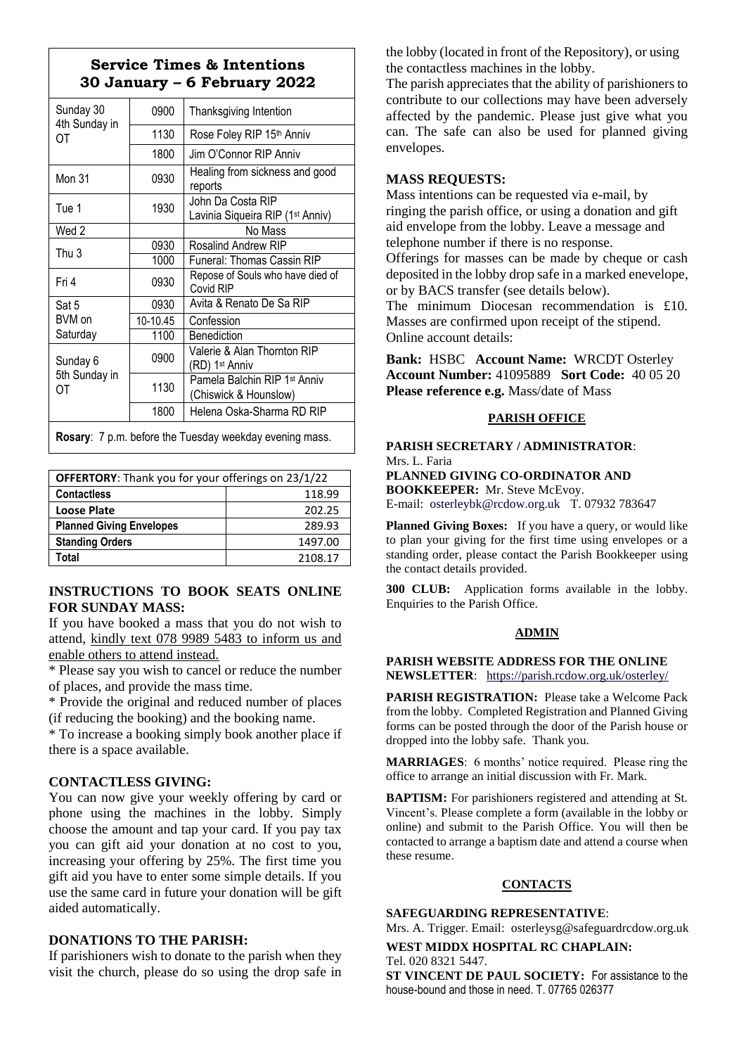## Service Times & Intentions
## 30 January – 6 February 2022

| Day | Time | Intention |
|---|---|---|
| Sunday 30 4th Sunday in OT | 0900 | Thanksgiving Intention |
| | 1130 | Rose Foley RIP 15th Anniv |
| | 1800 | Jim O'Connor RIP Anniv |
| Mon 31 | 0930 | Healing from sickness and good reports |
| Tue 1 | 1930 | John Da Costa RIP Lavinia Siqueira RIP (1st Anniv) |
| Wed 2 | | No Mass |
| Thu 3 | 0930 | Rosalind Andrew RIP |
| | 1000 | Funeral: Thomas Cassin RIP |
| Fri 4 | 0930 | Repose of Souls who have died of Covid RIP |
| Sat 5 BVM on Saturday | 0930 | Avita & Renato De Sa RIP |
| | 10-10.45 | Confession |
| | 1100 | Benediction |
| Sunday 6 5th Sunday in OT | 0900 | Valerie & Alan Thornton RIP (RD) 1st Anniv |
| | 1130 | Pamela Balchin RIP 1st Anniv (Chiswick & Hounslow) |
| | 1800 | Helena Oska-Sharma RD RIP |

**Rosary**: 7 p.m. before the Tuesday weekday evening mass.

| **OFFERTORY**: Thank you for your offerings on 23/1/22 | |
|---|---|
| **Contactless** | 118.99 |
| **Loose Plate** | 202.25 |
| **Planned Giving Envelopes** | 289.93 |
| **Standing Orders** | 1497.00 |
| **Total** | 2108.17 |

### INSTRUCTIONS TO BOOK SEATS ONLINE FOR SUNDAY MASS:

If you have booked a mass that you do not wish to attend, kindly text 078 9989 5483 to inform us and enable others to attend instead.

* Please say you wish to cancel or reduce the number of places, and provide the mass time.

* Provide the original and reduced number of places (if reducing the booking) and the booking name.

* To increase a booking simply book another place if there is a space available.

### CONTACTLESS GIVING:

You can now give your weekly offering by card or phone using the machines in the lobby. Simply choose the amount and tap your card. If you pay tax you can gift aid your donation at no cost to you, increasing your offering by 25%. The first time you gift aid you have to enter some simple details. If you use the same card in future your donation will be gift aided automatically.

### DONATIONS TO THE PARISH:

If parishioners wish to donate to the parish when they visit the church, please do so using the drop safe in the lobby (located in front of the Repository), or using the contactless machines in the lobby.

The parish appreciates that the ability of parishioners to contribute to our collections may have been adversely affected by the pandemic. Please just give what you can. The safe can also be used for planned giving envelopes.

### MASS REQUESTS:

Mass intentions can be requested via e-mail, by ringing the parish office, or using a donation and gift aid envelope from the lobby. Leave a message and telephone number if there is no response.

Offerings for masses can be made by cheque or cash deposited in the lobby drop safe in a marked enevelope, or by BACS transfer (see details below).

The minimum Diocesan recommendation is £10. Masses are confirmed upon receipt of the stipend. Online account details:

**Bank:** HSBC **Account Name:** WRCDT Osterley
**Account Number:** 41095889 **Sort Code:** 40 05 20
**Please reference e.g.** Mass/date of Mass

### PARISH OFFICE

**PARISH SECRETARY / ADMINISTRATOR**:
Mrs. L. Faria

**PLANNED GIVING CO-ORDINATOR AND BOOKKEEPER:** Mr. Steve McEvoy.
E-mail: osterleybk@rcdow.org.uk T. 07932 783647

**Planned Giving Boxes:** If you have a query, or would like to plan your giving for the first time using envelopes or a standing order, please contact the Parish Bookkeeper using the contact details provided.

**300 CLUB:** Application forms available in the lobby. Enquiries to the Parish Office.

### ADMIN

**PARISH WEBSITE ADDRESS FOR THE ONLINE NEWSLETTER**: https://parish.rcdow.org.uk/osterley/

**PARISH REGISTRATION:** Please take a Welcome Pack from the lobby. Completed Registration and Planned Giving forms can be posted through the door of the Parish house or dropped into the lobby safe. Thank you.

**MARRIAGES**: 6 months' notice required. Please ring the office to arrange an initial discussion with Fr. Mark.

**BAPTISM:** For parishioners registered and attending at St. Vincent's. Please complete a form (available in the lobby or online) and submit to the Parish Office. You will then be contacted to arrange a baptism date and attend a course when these resume.

### CONTACTS

**SAFEGUARDING REPRESENTATIVE**:
Mrs. A. Trigger. Email: osterleysg@safeguardrcdow.org.uk

**WEST MIDDX HOSPITAL RC CHAPLAIN:**
Tel. 020 8321 5447.

**ST VINCENT DE PAUL SOCIETY:** For assistance to the house-bound and those in need. T. 07765 026377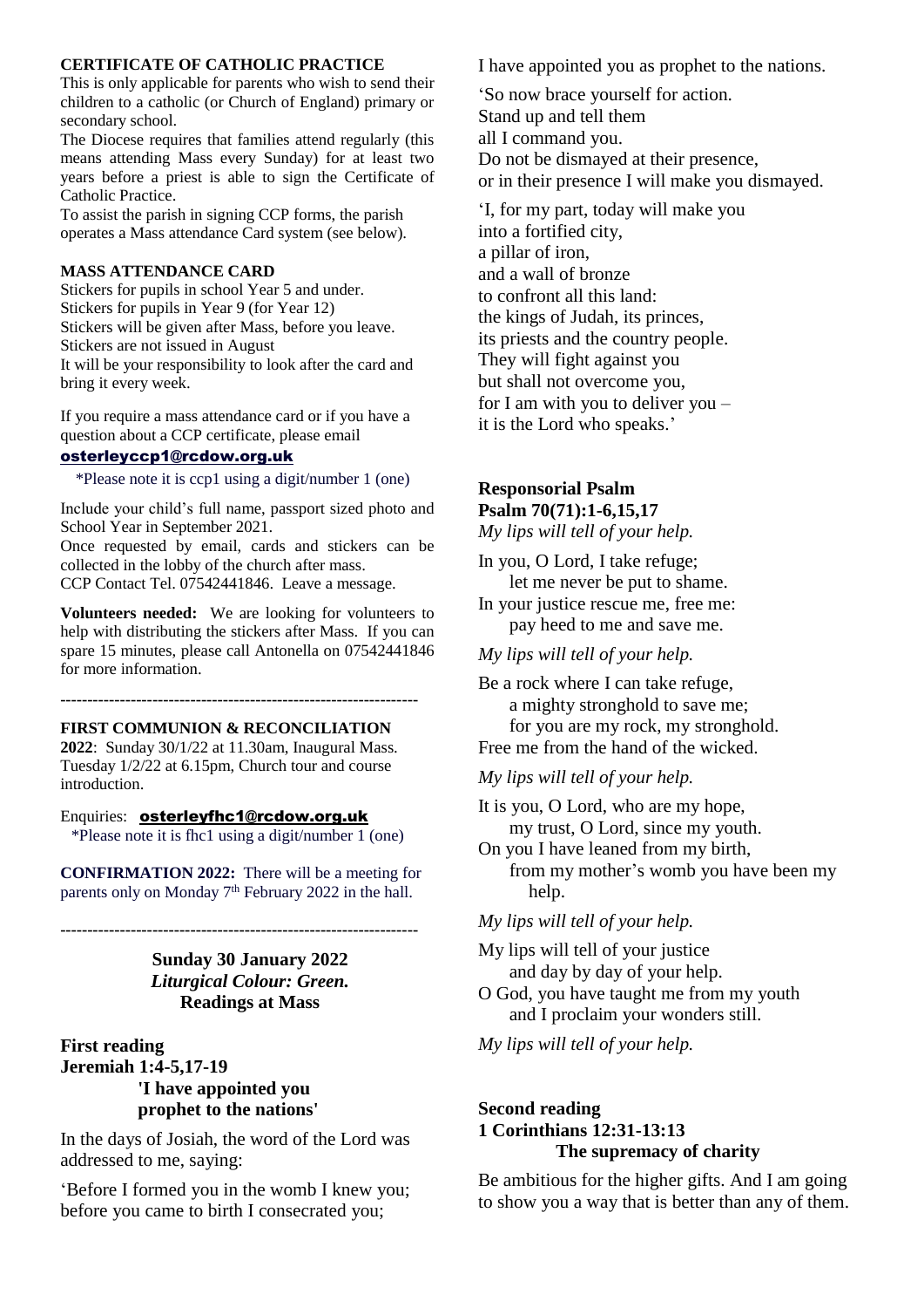**CERTIFICATE OF CATHOLIC PRACTICE**

This is only applicable for parents who wish to send their children to a catholic (or Church of England) primary or secondary school.

The Diocese requires that families attend regularly (this means attending Mass every Sunday) for at least two years before a priest is able to sign the Certificate of Catholic Practice.

To assist the parish in signing CCP forms, the parish operates a Mass attendance Card system (see below).

**MASS ATTENDANCE CARD**

Stickers for pupils in school Year 5 and under.
Stickers for pupils in Year 9 (for Year 12)
Stickers will be given after Mass, before you leave.
Stickers are not issued in August
It will be your responsibility to look after the card and bring it every week.

If you require a mass attendance card or if you have a question about a CCP certificate, please email
**osterleyccp1@rcdow.org.uk**

*Please note it is ccp1 using a digit/number 1 (one)

Include your child's full name, passport sized photo and School Year in September 2021.
Once requested by email, cards and stickers can be collected in the lobby of the church after mass.
CCP Contact Tel. 07542441846. Leave a message.

**Volunteers needed:** We are looking for volunteers to help with distributing the stickers after Mass. If you can spare 15 minutes, please call Antonella on 07542441846 for more information.

-----------------------------------------------------------------

**FIRST COMMUNION & RECONCILIATION 2022**: Sunday 30/1/22 at 11.30am, Inaugural Mass. Tuesday 1/2/22 at 6.15pm, Church tour and course introduction.

Enquiries: **osterleyfhc1@rcdow.org.uk**
*Please note it is fhc1 using a digit/number 1 (one)

**CONFIRMATION 2022:** There will be a meeting for parents only on Monday 7th February 2022 in the hall.

-----------------------------------------------------------------

**Sunday 30 January 2022**
***Liturgical Colour: Green.***
**Readings at Mass**

## First reading
## Jeremiah 1:4-5,17-19
**'I have appointed you prophet to the nations'**

In the days of Josiah, the word of the Lord was addressed to me, saying:

'Before I formed you in the womb I knew you;
before you came to birth I consecrated you;
I have appointed you as prophet to the nations.

'So now brace yourself for action.
Stand up and tell them
all I command you.
Do not be dismayed at their presence,
or in their presence I will make you dismayed.

'I, for my part, today will make you
into a fortified city,
a pillar of iron,
and a wall of bronze
to confront all this land:
the kings of Judah, its princes,
its priests and the country people.
They will fight against you
but shall not overcome you,
for I am with you to deliver you –
it is the Lord who speaks.'

## Responsorial Psalm
## Psalm 70(71):1-6,15,17
*My lips will tell of your help.*

In you, O Lord, I take refuge;
let me never be put to shame.
In your justice rescue me, free me:
pay heed to me and save me.

*My lips will tell of your help.*

Be a rock where I can take refuge,
a mighty stronghold to save me;
for you are my rock, my stronghold.
Free me from the hand of the wicked.

*My lips will tell of your help.*

It is you, O Lord, who are my hope,
my trust, O Lord, since my youth.
On you I have leaned from my birth,
from my mother's womb you have been my help.

*My lips will tell of your help.*

My lips will tell of your justice
and day by day of your help.
O God, you have taught me from my youth
and I proclaim your wonders still.

*My lips will tell of your help.*

## Second reading
## 1 Corinthians 12:31-13:13
**The supremacy of charity**

Be ambitious for the higher gifts. And I am going to show you a way that is better than any of them.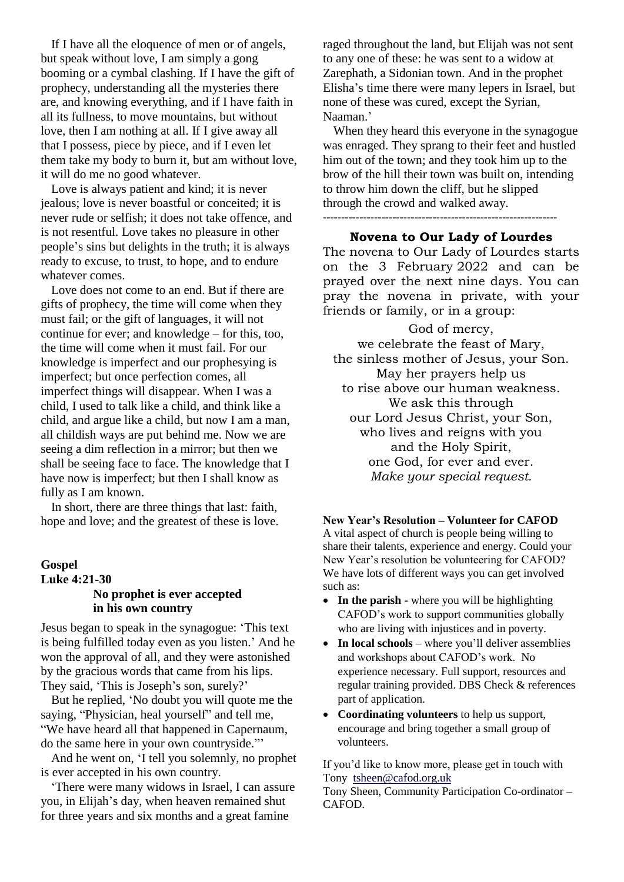If I have all the eloquence of men or of angels, but speak without love, I am simply a gong booming or a cymbal clashing. If I have the gift of prophecy, understanding all the mysteries there are, and knowing everything, and if I have faith in all its fullness, to move mountains, but without love, then I am nothing at all. If I give away all that I possess, piece by piece, and if I even let them take my body to burn it, but am without love, it will do me no good whatever.

Love is always patient and kind; it is never jealous; love is never boastful or conceited; it is never rude or selfish; it does not take offence, and is not resentful. Love takes no pleasure in other people's sins but delights in the truth; it is always ready to excuse, to trust, to hope, and to endure whatever comes.

Love does not come to an end. But if there are gifts of prophecy, the time will come when they must fail; or the gift of languages, it will not continue for ever; and knowledge – for this, too, the time will come when it must fail. For our knowledge is imperfect and our prophesying is imperfect; but once perfection comes, all imperfect things will disappear. When I was a child, I used to talk like a child, and think like a child, and argue like a child, but now I am a man, all childish ways are put behind me. Now we are seeing a dim reflection in a mirror; but then we shall be seeing face to face. The knowledge that I have now is imperfect; but then I shall know as fully as I am known.

In short, there are three things that last: faith, hope and love; and the greatest of these is love.

**Gospel**
**Luke 4:21-30**

**No prophet is ever accepted in his own country**

Jesus began to speak in the synagogue: 'This text is being fulfilled today even as you listen.' And he won the approval of all, and they were astonished by the gracious words that came from his lips. They said, 'This is Joseph's son, surely?'

But he replied, 'No doubt you will quote me the saying, "Physician, heal yourself" and tell me, "We have heard all that happened in Capernaum, do the same here in your own countryside."'

And he went on, 'I tell you solemnly, no prophet is ever accepted in his own country.

'There were many widows in Israel, I can assure you, in Elijah's day, when heaven remained shut for three years and six months and a great famine raged throughout the land, but Elijah was not sent to any one of these: he was sent to a widow at Zarephath, a Sidonian town. And in the prophet Elisha's time there were many lepers in Israel, but none of these was cured, except the Syrian, Naaman.'

When they heard this everyone in the synagogue was enraged. They sprang to their feet and hustled him out of the town; and they took him up to the brow of the hill their town was built on, intending to throw him down the cliff, but he slipped through the crowd and walked away.

---

**Novena to Our Lady of Lourdes**

The novena to Our Lady of Lourdes starts on the 3 February 2022 and can be prayed over the next nine days. You can pray the novena in private, with your friends or family, or in a group:

God of mercy,
we celebrate the feast of Mary,
the sinless mother of Jesus, your Son.
May her prayers help us
to rise above our human weakness.
We ask this through
our Lord Jesus Christ, your Son,
who lives and reigns with you
and the Holy Spirit,
one God, for ever and ever.
*Make your special request.*

**New Year's Resolution – Volunteer for CAFOD**

A vital aspect of church is people being willing to share their talents, experience and energy. Could your New Year's resolution be volunteering for CAFOD? We have lots of different ways you can get involved such as:

- **In the parish** - where you will be highlighting CAFOD's work to support communities globally who are living with injustices and in poverty.
- **In local schools** – where you'll deliver assemblies and workshops about CAFOD's work. No experience necessary. Full support, resources and regular training provided. DBS Check & references part of application.
- **Coordinating volunteers** to help us support, encourage and bring together a small group of volunteers.

If you'd like to know more, please get in touch with Tony tsheen@cafod.org.uk
Tony Sheen, Community Participation Co-ordinator – CAFOD.